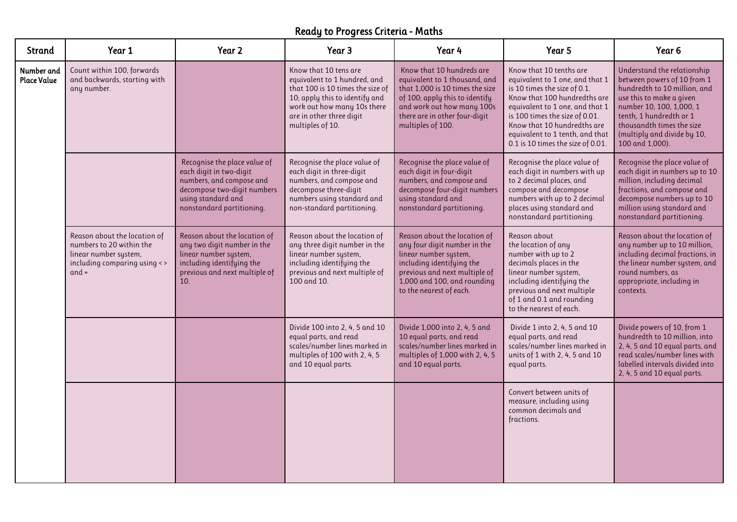# Ready to Progress Criteria - Maths

| Strand | Year 1 | Year 2 | Year 3 | Year 4 | Year 5 | Year 6 |
|---|---|---|---|---|---|---|
| Number and Place Value | Count within 100, forwards and backwards, starting with any number. | | Know that 10 tens are equivalent to 1 hundred, and that 100 is 10 times the size of 10; apply this to identify and work out how many 10s there are in other three digit multiples of 10. | Know that 10 hundreds are equivalent to 1 thousand, and that 1,000 is 10 times the size of 100; apply this to identify and work out how many 100s there are in other four-digit multiples of 100. | Know that 10 tenths are equivalent to 1 one, and that 1 is 10 times the size of 0.1. Know that 100 hundredths are equivalent to 1 one, and that 1 is 100 times the size of 0.01. Know that 10 hundredths are equivalent to 1 tenth, and that 0.1 is 10 times the size of 0.01. | Understand the relationship between powers of 10 from 1 hundredth to 10 million, and use this to make a given number 10, 100, 1,000, 1 tenth, 1 hundredth or 1 thousandth times the size (multiply and divide by 10, 100 and 1,000). |
| | | Recognise the place value of each digit in two-digit numbers, and compose and decompose two-digit numbers using standard and nonstandard partitioning. | Recognise the place value of each digit in three-digit numbers, and compose and decompose three-digit numbers using standard and non-standard partitioning. | Recognise the place value of each digit in four-digit numbers, and compose and decompose four-digit numbers using standard and nonstandard partitioning. | Recognise the place value of each digit in numbers with up to 2 decimal places, and compose and decompose numbers with up to 2 decimal places using standard and nonstandard partitioning. | Recognise the place value of each digit in numbers up to 10 million, including decimal fractions, and compose and decompose numbers up to 10 million using standard and nonstandard partitioning. |
| | Reason about the location of numbers to 20 within the linear number system, including comparing using < > and = | Reason about the location of any two digit number in the linear number system, including identifying the previous and next multiple of 10. | Reason about the location of any three digit number in the linear number system, including identifying the previous and next multiple of 100 and 10. | Reason about the location of any four digit number in the linear number system, including identifying the previous and next multiple of 1,000 and 100, and rounding to the nearest of each. | Reason about the location of any number with up to 2 decimals places in the linear number system, including identifying the previous and next multiple of 1 and 0.1 and rounding to the nearest of each. | Reason about the location of any number up to 10 million, including decimal fractions, in the linear number system, and round numbers, as appropriate, including in contexts. |
| | | | Divide 100 into 2, 4, 5 and 10 equal parts, and read scales/number lines marked in multiples of 100 with 2, 4, 5 and 10 equal parts. | Divide 1,000 into 2, 4, 5 and 10 equal parts, and read scales/number lines marked in multiples of 1,000 with 2, 4, 5 and 10 equal parts. | Divide 1 into 2, 4, 5 and 10 equal parts, and read scales/number lines marked in units of 1 with 2, 4, 5 and 10 equal parts. | Divide powers of 10, from 1 hundredth to 10 million, into 2, 4, 5 and 10 equal parts, and read scales/number lines with labelled intervals divided into 2, 4, 5 and 10 equal parts. |
| | | | | | Convert between units of measure, including using common decimals and fractions. | |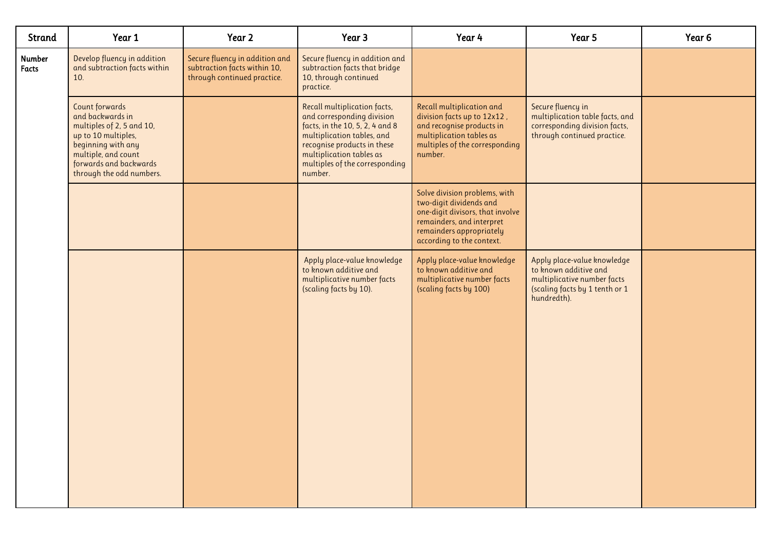| Strand | Year 1 | Year 2 | Year 3 | Year 4 | Year 5 | Year 6 |
| --- | --- | --- | --- | --- | --- | --- |
| Number Facts | Develop fluency in addition and subtraction facts within 10. | Secure fluency in addition and subtraction facts within 10, through continued practice. | Secure fluency in addition and subtraction facts that bridge 10, through continued practice. | | | |
| | Count forwards and backwards in multiples of 2, 5 and 10, up to 10 multiples, beginning with any multiple, and count forwards and backwards through the odd numbers. | | Recall multiplication facts, and corresponding division facts, in the 10, 5, 2, 4 and 8 multiplication tables, and recognise products in these multiplication tables as multiples of the corresponding number. | Recall multiplication and division facts up to 12x12 , and recognise products in multiplication tables as multiples of the corresponding number. | Secure fluency in multiplication table facts, and corresponding division facts, through continued practice. | |
| | | | | Solve division problems, with two-digit dividends and one-digit divisors, that involve remainders, and interpret remainders appropriately according to the context. | | |
| | | | Apply place-value knowledge to known additive and multiplicative number facts (scaling facts by 10). | Apply place-value knowledge to known additive and multiplicative number facts (scaling facts by 100) | Apply place-value knowledge to known additive and multiplicative number facts (scaling facts by 1 tenth or 1 hundredth). | |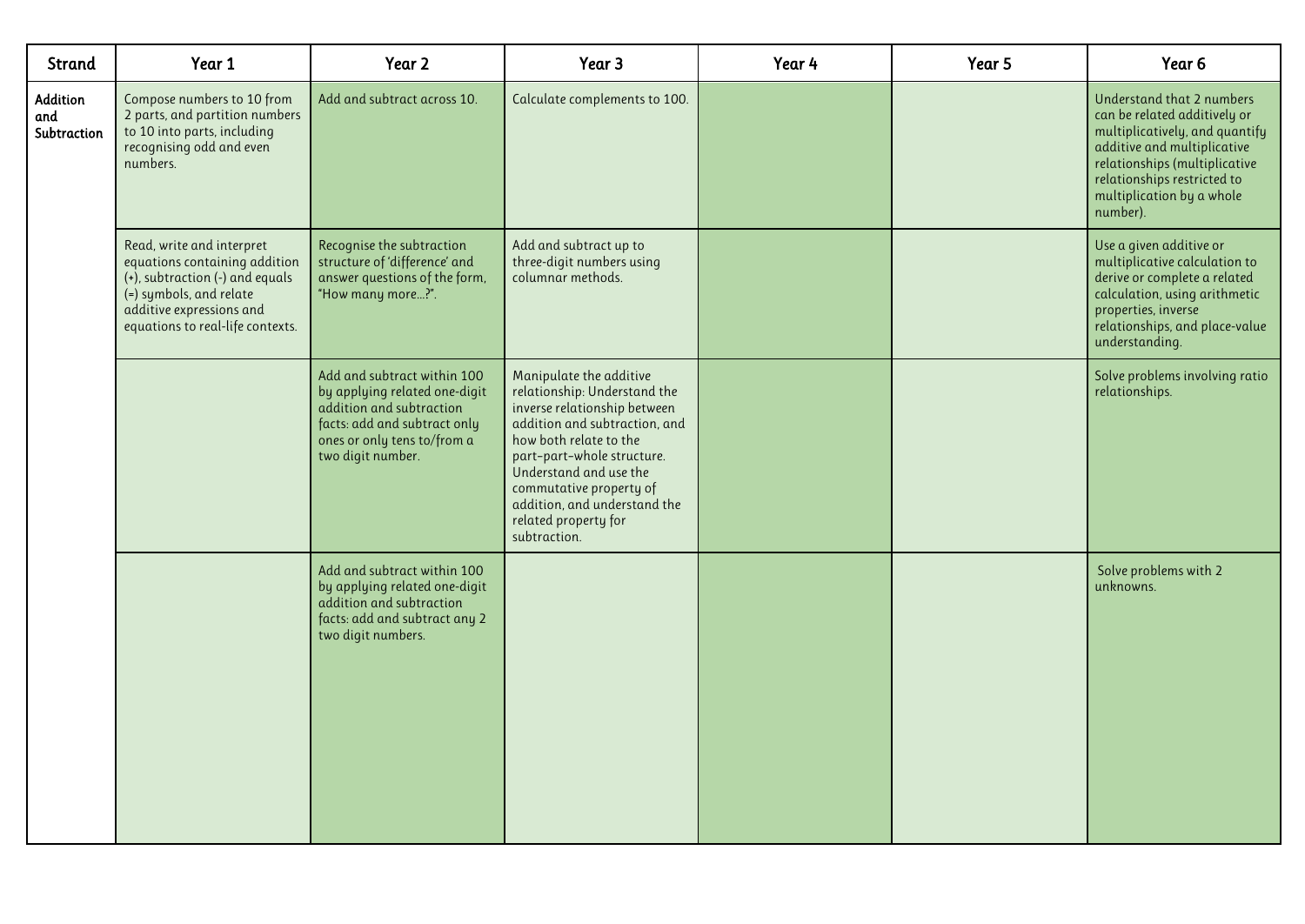| Strand | Year 1 | Year 2 | Year 3 | Year 4 | Year 5 | Year 6 |
| --- | --- | --- | --- | --- | --- | --- |
| Addition and Subtraction | Compose numbers to 10 from 2 parts, and partition numbers to 10 into parts, including recognising odd and even numbers. | Add and subtract across 10. | Calculate complements to 100. | | | Understand that 2 numbers can be related additively or multiplicatively, and quantify additive and multiplicative relationships (multiplicative relationships restricted to multiplication by a whole number). |
| | Read, write and interpret equations containing addition (+), subtraction (-) and equals (=) symbols, and relate additive expressions and equations to real-life contexts. | Recognise the subtraction structure of 'difference' and answer questions of the form, "How many more…?". | Add and subtract up to three-digit numbers using columnar methods. | | | Use a given additive or multiplicative calculation to derive or complete a related calculation, using arithmetic properties, inverse relationships, and place-value understanding. |
| | | Add and subtract within 100 by applying related one-digit addition and subtraction facts: add and subtract only ones or only tens to/from a two digit number. | Manipulate the additive relationship: Understand the inverse relationship between addition and subtraction, and how both relate to the part–part–whole structure. Understand and use the commutative property of addition, and understand the related property for subtraction. | | | Solve problems involving ratio relationships. |
| | | Add and subtract within 100 by applying related one-digit addition and subtraction facts: add and subtract any 2 two digit numbers. | | | | Solve problems with 2 unknowns. |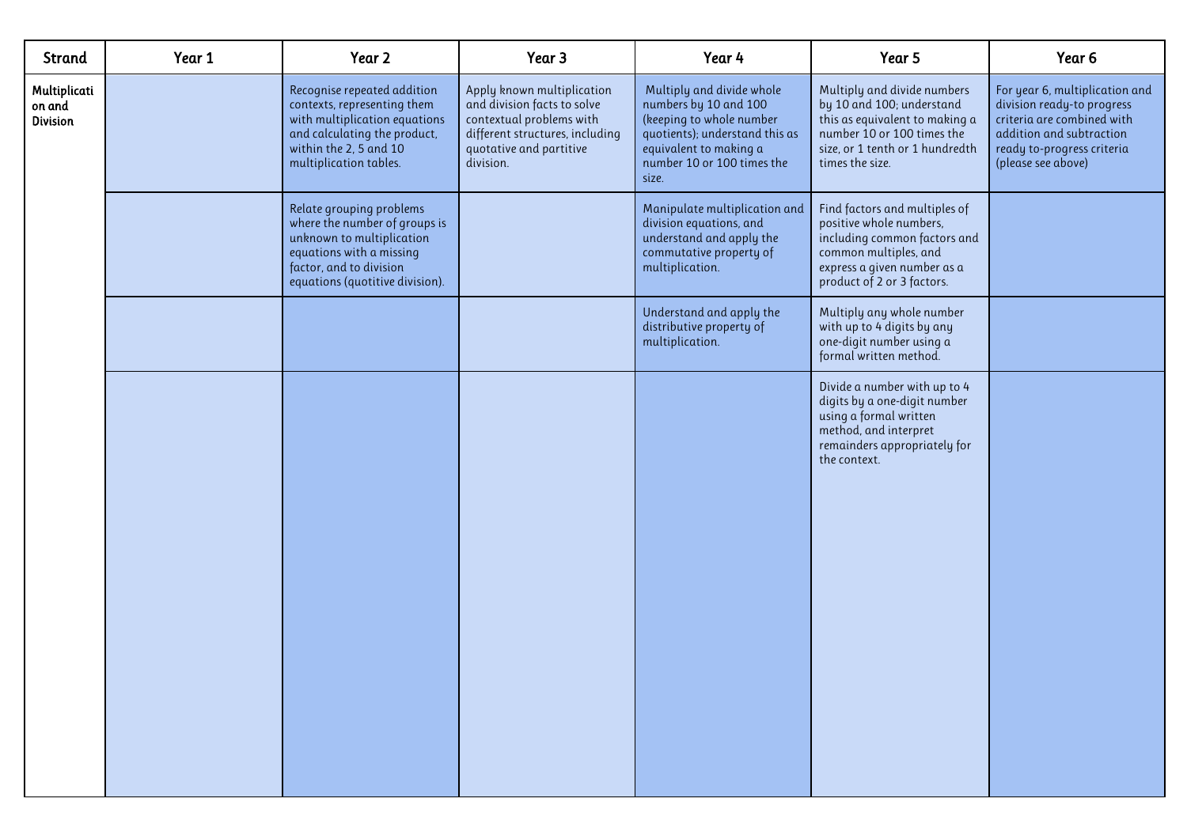| Strand | Year 1 | Year 2 | Year 3 | Year 4 | Year 5 | Year 6 |
|---|---|---|---|---|---|---|
| Multiplication and Division | | Recognise repeated addition contexts, representing them with multiplication equations and calculating the product, within the 2, 5 and 10 multiplication tables. | Apply known multiplication and division facts to solve contextual problems with different structures, including quotative and partitive division. | Multiply and divide whole numbers by 10 and 100 (keeping to whole number quotients); understand this as equivalent to making a number 10 or 100 times the size. | Multiply and divide numbers by 10 and 100; understand this as equivalent to making a number 10 or 100 times the size, or 1 tenth or 1 hundredth times the size. | For year 6, multiplication and division ready-to progress criteria are combined with addition and subtraction ready to-progress criteria (please see above) |
| | | Relate grouping problems where the number of groups is unknown to multiplication equations with a missing factor, and to division equations (quotitive division). | | Manipulate multiplication and division equations, and understand and apply the commutative property of multiplication. | Find factors and multiples of positive whole numbers, including common factors and common multiples, and express a given number as a product of 2 or 3 factors. | |
| | | | | Understand and apply the distributive property of multiplication. | Multiply any whole number with up to 4 digits by any one-digit number using a formal written method. | |
| | | | | | Divide a number with up to 4 digits by a one-digit number using a formal written method, and interpret remainders appropriately for the context. | |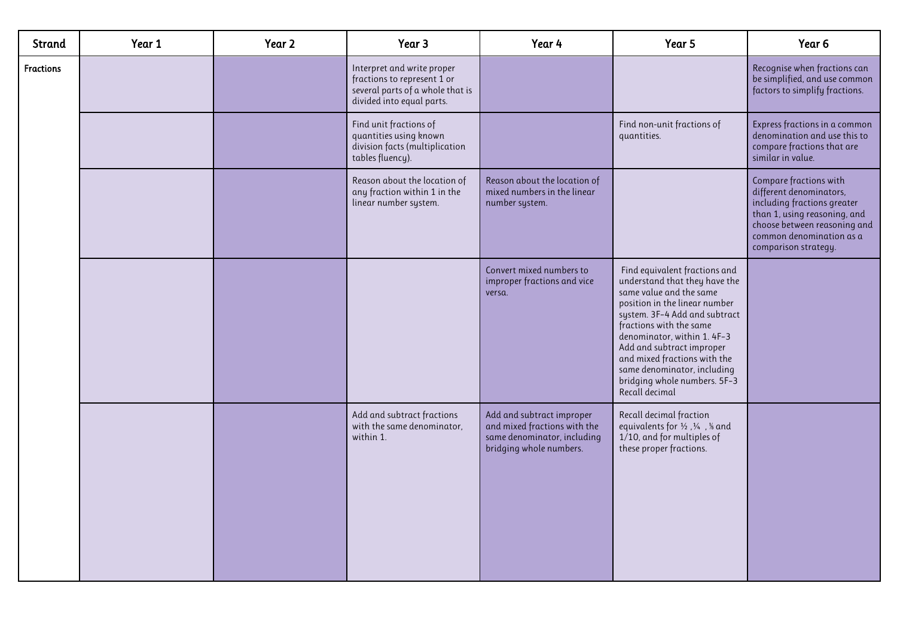| Strand | Year 1 | Year 2 | Year 3 | Year 4 | Year 5 | Year 6 |
|---|---|---|---|---|---|---|
| Fractions | | | Interpret and write proper fractions to represent 1 or several parts of a whole that is divided into equal parts. | | | Recognise when fractions can be simplified, and use common factors to simplify fractions. |
| | | | Find unit fractions of quantities using known division facts (multiplication tables fluency). | | Find non-unit fractions of quantities. | Express fractions in a common denomination and use this to compare fractions that are similar in value. |
| | | | Reason about the location of any fraction within 1 in the linear number system. | Reason about the location of mixed numbers in the linear number system. | | Compare fractions with different denominators, including fractions greater than 1, using reasoning, and choose between reasoning and common denomination as a comparison strategy. |
| | | | | Convert mixed numbers to improper fractions and vice versa. | Find equivalent fractions and understand that they have the same value and the same position in the linear number system. 3F–4 Add and subtract fractions with the same denominator, within 1. 4F–3 Add and subtract improper and mixed fractions with the same denominator, including bridging whole numbers. 5F–3 Recall decimal | |
| | | | Add and subtract fractions with the same denominator, within 1. | Add and subtract improper and mixed fractions with the same denominator, including bridging whole numbers. | Recall decimal fraction equivalents for ½ , ¼ , ⅕ and 1/10, and for multiples of these proper fractions. | |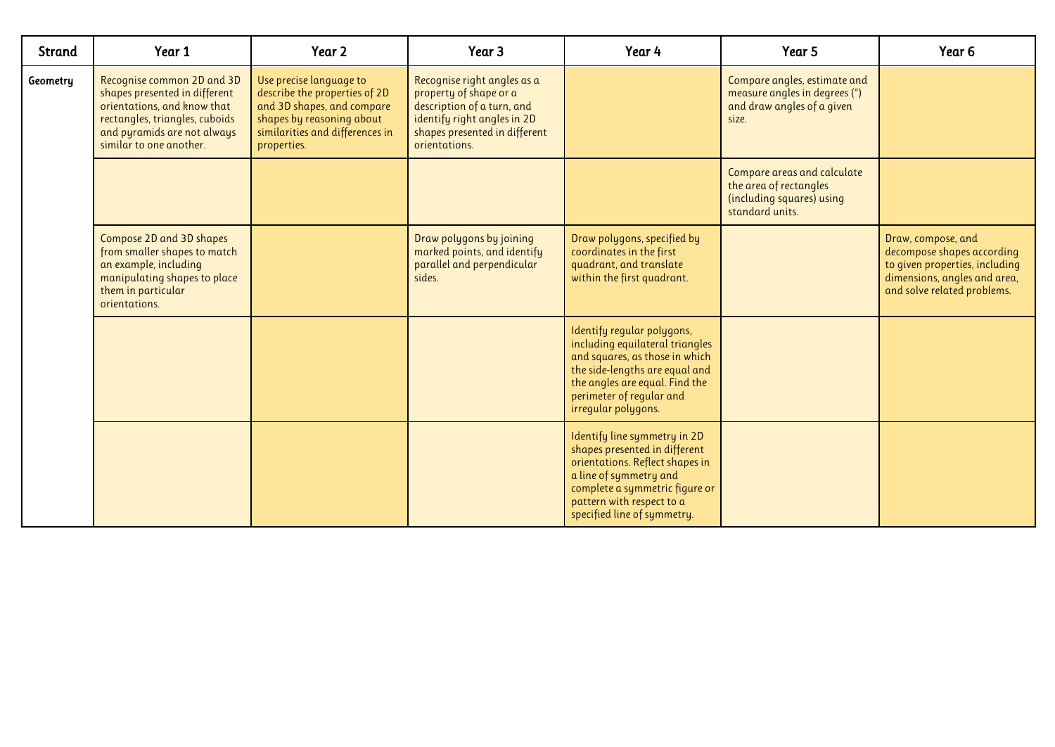| Strand | Year 1 | Year 2 | Year 3 | Year 4 | Year 5 | Year 6 |
|---|---|---|---|---|---|---|
| Geometry | Recognise common 2D and 3D shapes presented in different orientations, and know that rectangles, triangles, cuboids and pyramids are not always similar to one another. | Use precise language to describe the properties of 2D and 3D shapes, and compare shapes by reasoning about similarities and differences in properties. | Recognise right angles as a property of shape or a description of a turn, and identify right angles in 2D shapes presented in different orientations. | | Compare angles, estimate and measure angles in degrees (°) and draw angles of a given size. | |
| | | | | | Compare areas and calculate the area of rectangles (including squares) using standard units. | |
| | Compose 2D and 3D shapes from smaller shapes to match an example, including manipulating shapes to place them in particular orientations. | | Draw polygons by joining marked points, and identify parallel and perpendicular sides. | Draw polygons, specified by coordinates in the first quadrant, and translate within the first quadrant. | | Draw, compose, and decompose shapes according to given properties, including dimensions, angles and area, and solve related problems. |
| | | | | Identify regular polygons, including equilateral triangles and squares, as those in which the side-lengths are equal and the angles are equal. Find the perimeter of regular and irregular polygons. | | |
| | | | | Identify line symmetry in 2D shapes presented in different orientations. Reflect shapes in a line of symmetry and complete a symmetric figure or pattern with respect to a specified line of symmetry. | | |